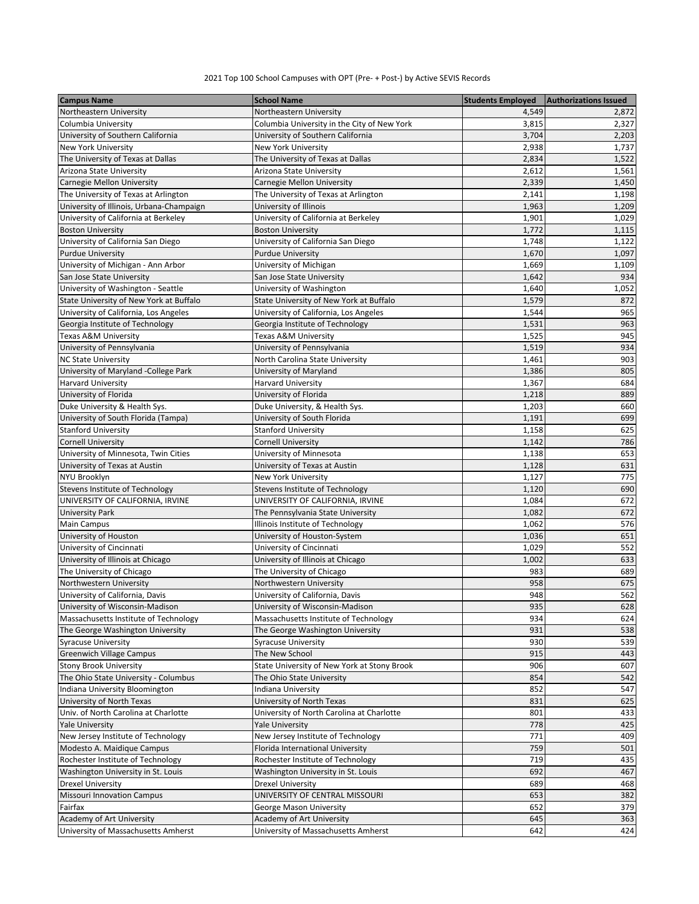2021 Top 100 School Campuses with OPT (Pre- + Post-) by Active SEVIS Records

| Campus Name | School Name | Students Employed | Authorizations Issued |
| --- | --- | --- | --- |
| Northeastern University | Northeastern University | 4,549 | 2,872 |
| Columbia University | Columbia University in the City of New York | 3,815 | 2,327 |
| University of Southern California | University of Southern California | 3,704 | 2,203 |
| New York University | New York University | 2,938 | 1,737 |
| The University of Texas at Dallas | The University of Texas at Dallas | 2,834 | 1,522 |
| Arizona State University | Arizona State University | 2,612 | 1,561 |
| Carnegie Mellon University | Carnegie Mellon University | 2,339 | 1,450 |
| The University of Texas at Arlington | The University of Texas at Arlington | 2,141 | 1,198 |
| University of Illinois, Urbana-Champaign | University of Illinois | 1,963 | 1,209 |
| University of California at Berkeley | University of California at Berkeley | 1,901 | 1,029 |
| Boston University | Boston University | 1,772 | 1,115 |
| University of California San Diego | University of California San Diego | 1,748 | 1,122 |
| Purdue University | Purdue University | 1,670 | 1,097 |
| University of Michigan - Ann Arbor | University of Michigan | 1,669 | 1,109 |
| San Jose State University | San Jose State University | 1,642 | 934 |
| University of Washington - Seattle | University of Washington | 1,640 | 1,052 |
| State University of New York at Buffalo | State University of New York at Buffalo | 1,579 | 872 |
| University of California, Los Angeles | University of California, Los Angeles | 1,544 | 965 |
| Georgia Institute of Technology | Georgia Institute of Technology | 1,531 | 963 |
| Texas A&M University | Texas A&M University | 1,525 | 945 |
| University of Pennsylvania | University of Pennsylvania | 1,519 | 934 |
| NC State University | North Carolina State University | 1,461 | 903 |
| University of Maryland -College Park | University of Maryland | 1,386 | 805 |
| Harvard University | Harvard University | 1,367 | 684 |
| University of Florida | University of Florida | 1,218 | 889 |
| Duke University & Health Sys. | Duke University, & Health Sys. | 1,203 | 660 |
| University of South Florida (Tampa) | University of South Florida | 1,191 | 699 |
| Stanford University | Stanford University | 1,158 | 625 |
| Cornell University | Cornell University | 1,142 | 786 |
| University of Minnesota, Twin Cities | University of Minnesota | 1,138 | 653 |
| University of Texas at Austin | University of Texas at Austin | 1,128 | 631 |
| NYU Brooklyn | New York University | 1,127 | 775 |
| Stevens Institute of Technology | Stevens Institute of Technology | 1,120 | 690 |
| UNIVERSITY OF CALIFORNIA, IRVINE | UNIVERSITY OF CALIFORNIA, IRVINE | 1,084 | 672 |
| University Park | The Pennsylvania State University | 1,082 | 672 |
| Main Campus | Illinois Institute of Technology | 1,062 | 576 |
| University of Houston | University of Houston-System | 1,036 | 651 |
| University of Cincinnati | University of Cincinnati | 1,029 | 552 |
| University of Illinois at Chicago | University of Illinois at Chicago | 1,002 | 633 |
| The University of Chicago | The University of Chicago | 983 | 689 |
| Northwestern University | Northwestern University | 958 | 675 |
| University of California, Davis | University of California, Davis | 948 | 562 |
| University of Wisconsin-Madison | University of Wisconsin-Madison | 935 | 628 |
| Massachusetts Institute of Technology | Massachusetts Institute of Technology | 934 | 624 |
| The George Washington University | The George Washington University | 931 | 538 |
| Syracuse University | Syracuse University | 930 | 539 |
| Greenwich Village Campus | The New School | 915 | 443 |
| Stony Brook University | State University of New York at Stony Brook | 906 | 607 |
| The Ohio State University - Columbus | The Ohio State University | 854 | 542 |
| Indiana University Bloomington | Indiana University | 852 | 547 |
| University of North Texas | University of North Texas | 831 | 625 |
| Univ. of North Carolina at Charlotte | University of North Carolina at Charlotte | 801 | 433 |
| Yale University | Yale University | 778 | 425 |
| New Jersey Institute of Technology | New Jersey Institute of Technology | 771 | 409 |
| Modesto A. Maidique Campus | Florida International University | 759 | 501 |
| Rochester Institute of Technology | Rochester Institute of Technology | 719 | 435 |
| Washington University in St. Louis | Washington University in St. Louis | 692 | 467 |
| Drexel University | Drexel University | 689 | 468 |
| Missouri Innovation Campus | UNIVERSITY OF CENTRAL MISSOURI | 653 | 382 |
| Fairfax | George Mason University | 652 | 379 |
| Academy of Art University | Academy of Art University | 645 | 363 |
| University of Massachusetts Amherst | University of Massachusetts Amherst | 642 | 424 |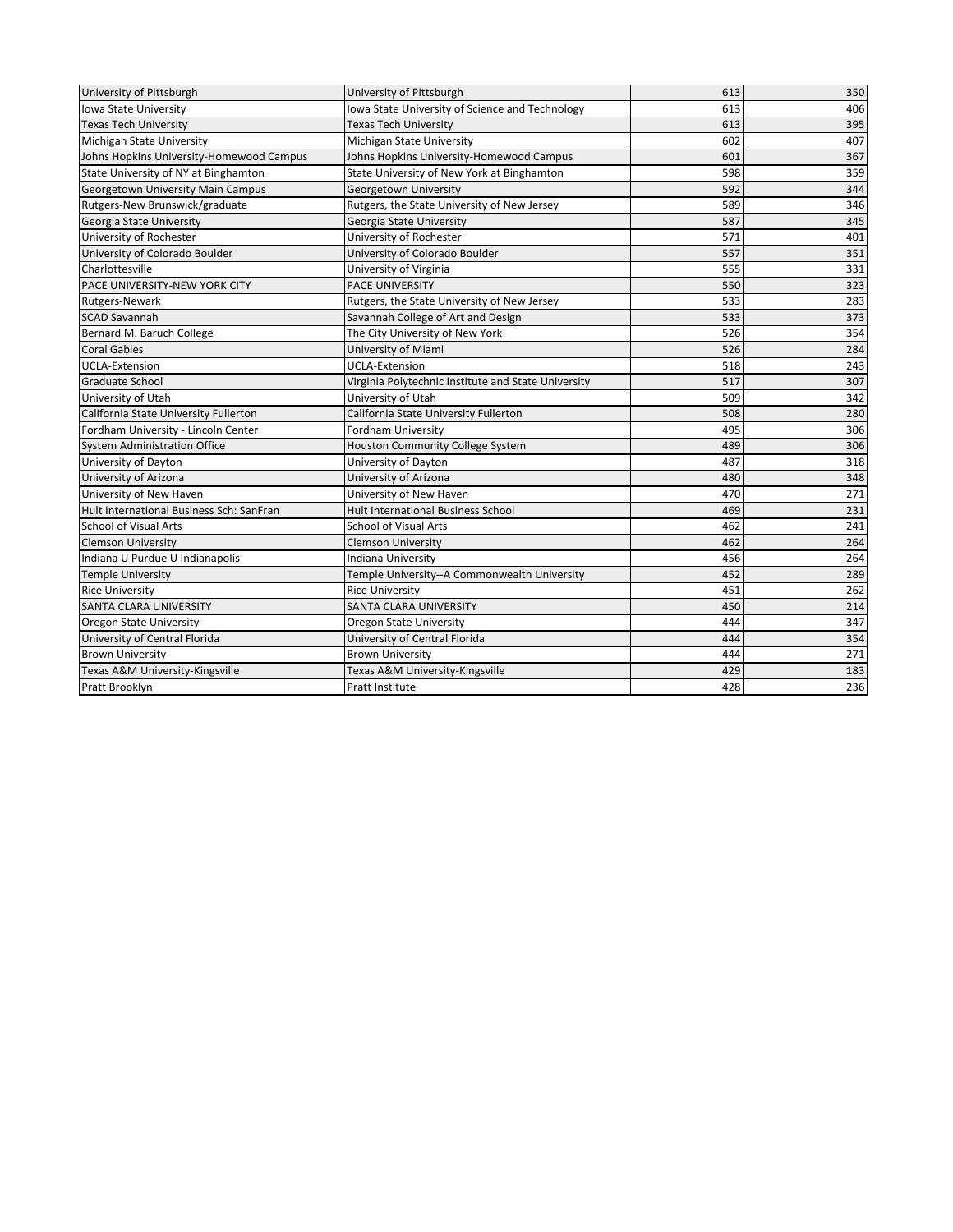| | | | |
|---|---|---|---|
| University of Pittsburgh | University of Pittsburgh | 613 | 350 |
| Iowa State University | Iowa State University of Science and Technology | 613 | 406 |
| Texas Tech University | Texas Tech University | 613 | 395 |
| Michigan State University | Michigan State University | 602 | 407 |
| Johns Hopkins University-Homewood Campus | Johns Hopkins University-Homewood Campus | 601 | 367 |
| State University of NY at Binghamton | State University of New York at Binghamton | 598 | 359 |
| Georgetown University Main Campus | Georgetown University | 592 | 344 |
| Rutgers-New Brunswick/graduate | Rutgers, the State University of New Jersey | 589 | 346 |
| Georgia State University | Georgia State University | 587 | 345 |
| University of Rochester | University of Rochester | 571 | 401 |
| University of Colorado Boulder | University of Colorado Boulder | 557 | 351 |
| Charlottesville | University of Virginia | 555 | 331 |
| PACE UNIVERSITY-NEW YORK CITY | PACE UNIVERSITY | 550 | 323 |
| Rutgers-Newark | Rutgers, the State University of New Jersey | 533 | 283 |
| SCAD Savannah | Savannah College of Art and Design | 533 | 373 |
| Bernard M. Baruch College | The City University of New York | 526 | 354 |
| Coral Gables | University of Miami | 526 | 284 |
| UCLA-Extension | UCLA-Extension | 518 | 243 |
| Graduate School | Virginia Polytechnic Institute and State University | 517 | 307 |
| University of Utah | University of Utah | 509 | 342 |
| California State University Fullerton | California State University Fullerton | 508 | 280 |
| Fordham University - Lincoln Center | Fordham University | 495 | 306 |
| System Administration Office | Houston Community College System | 489 | 306 |
| University of Dayton | University of Dayton | 487 | 318 |
| University of Arizona | University of Arizona | 480 | 348 |
| University of New Haven | University of New Haven | 470 | 271 |
| Hult International Business Sch: SanFran | Hult International Business School | 469 | 231 |
| School of Visual Arts | School of Visual Arts | 462 | 241 |
| Clemson University | Clemson University | 462 | 264 |
| Indiana U Purdue U Indianapolis | Indiana University | 456 | 264 |
| Temple University | Temple University--A Commonwealth University | 452 | 289 |
| Rice University | Rice University | 451 | 262 |
| SANTA CLARA UNIVERSITY | SANTA CLARA UNIVERSITY | 450 | 214 |
| Oregon State University | Oregon State University | 444 | 347 |
| University of Central Florida | University of Central Florida | 444 | 354 |
| Brown University | Brown University | 444 | 271 |
| Texas A&M University-Kingsville | Texas A&M University-Kingsville | 429 | 183 |
| Pratt Brooklyn | Pratt Institute | 428 | 236 |